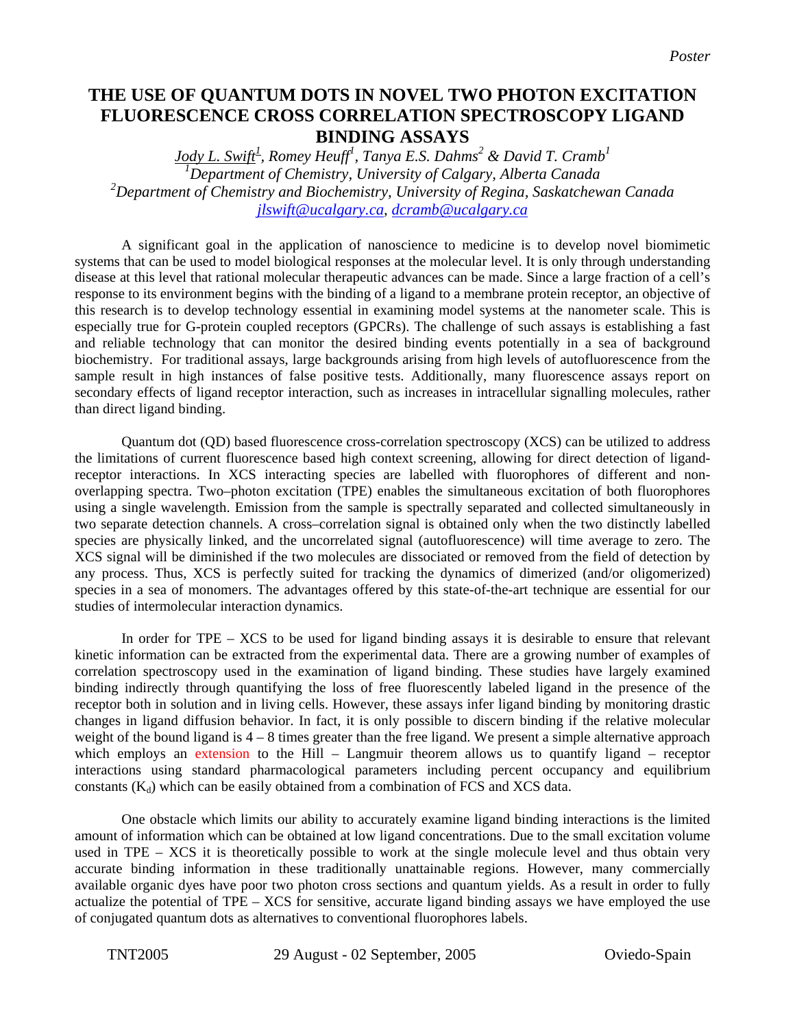*Poster*

# THE USE OF QUANTUM DOTS IN NOVEL TWO PHOTON EXCITATION FLUORESCENCE CROSS CORRELATION SPECTROSCOPY LIGAND BINDING ASSAYS

*Jody L. Swift[1], Romey Heuff[1], Tanya E.S. Dahms[2] & David T. Cramb[1]*

*[1]Department of Chemistry, University of Calgary, Alberta Canada*

*[2]Department of Chemistry and Biochemistry, University of Regina, Saskatchewan Canada*

*jlswift@ucalgary.ca, dcramb@ucalgary.ca*

A significant goal in the application of nanoscience to medicine is to develop novel biomimetic systems that can be used to model biological responses at the molecular level. It is only through understanding disease at this level that rational molecular therapeutic advances can be made. Since a large fraction of a cell's response to its environment begins with the binding of a ligand to a membrane protein receptor, an objective of this research is to develop technology essential in examining model systems at the nanometer scale. This is especially true for G-protein coupled receptors (GPCRs). The challenge of such assays is establishing a fast and reliable technology that can monitor the desired binding events potentially in a sea of background biochemistry. For traditional assays, large backgrounds arising from high levels of autofluorescence from the sample result in high instances of false positive tests. Additionally, many fluorescence assays report on secondary effects of ligand receptor interaction, such as increases in intracellular signalling molecules, rather than direct ligand binding.

Quantum dot (QD) based fluorescence cross-correlation spectroscopy (XCS) can be utilized to address the limitations of current fluorescence based high context screening, allowing for direct detection of ligand-receptor interactions. In XCS interacting species are labelled with fluorophores of different and non-overlapping spectra. Two–photon excitation (TPE) enables the simultaneous excitation of both fluorophores using a single wavelength. Emission from the sample is spectrally separated and collected simultaneously in two separate detection channels. A cross–correlation signal is obtained only when the two distinctly labelled species are physically linked, and the uncorrelated signal (autofluorescence) will time average to zero. The XCS signal will be diminished if the two molecules are dissociated or removed from the field of detection by any process. Thus, XCS is perfectly suited for tracking the dynamics of dimerized (and/or oligomerized) species in a sea of monomers. The advantages offered by this state-of-the-art technique are essential for our studies of intermolecular interaction dynamics.

In order for TPE – XCS to be used for ligand binding assays it is desirable to ensure that relevant kinetic information can be extracted from the experimental data. There are a growing number of examples of correlation spectroscopy used in the examination of ligand binding. These studies have largely examined binding indirectly through quantifying the loss of free fluorescently labeled ligand in the presence of the receptor both in solution and in living cells. However, these assays infer ligand binding by monitoring drastic changes in ligand diffusion behavior. In fact, it is only possible to discern binding if the relative molecular weight of the bound ligand is 4 – 8 times greater than the free ligand. We present a simple alternative approach which employs an extension to the Hill – Langmuir theorem allows us to quantify ligand – receptor interactions using standard pharmacological parameters including percent occupancy and equilibrium constants ($K_d$) which can be easily obtained from a combination of FCS and XCS data.

One obstacle which limits our ability to accurately examine ligand binding interactions is the limited amount of information which can be obtained at low ligand concentrations. Due to the small excitation volume used in TPE – XCS it is theoretically possible to work at the single molecule level and thus obtain very accurate binding information in these traditionally unattainable regions. However, many commercially available organic dyes have poor two photon cross sections and quantum yields. As a result in order to fully actualize the potential of TPE – XCS for sensitive, accurate ligand binding assays we have employed the use of conjugated quantum dots as alternatives to conventional fluorophores labels.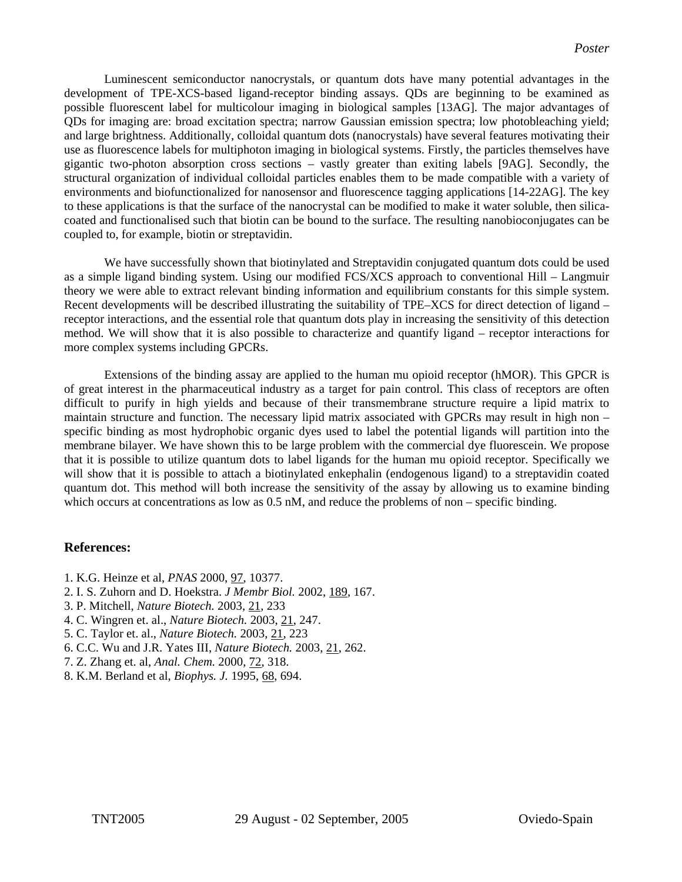Luminescent semiconductor nanocrystals, or quantum dots have many potential advantages in the development of TPE-XCS-based ligand-receptor binding assays. QDs are beginning to be examined as possible fluorescent label for multicolour imaging in biological samples [13AG]. The major advantages of QDs for imaging are: broad excitation spectra; narrow Gaussian emission spectra; low photobleaching yield; and large brightness. Additionally, colloidal quantum dots (nanocrystals) have several features motivating their use as fluorescence labels for multiphoton imaging in biological systems. Firstly, the particles themselves have gigantic two-photon absorption cross sections – vastly greater than exiting labels [9AG]. Secondly, the structural organization of individual colloidal particles enables them to be made compatible with a variety of environments and biofunctionalized for nanosensor and fluorescence tagging applications [14-22AG]. The key to these applications is that the surface of the nanocrystal can be modified to make it water soluble, then silica-coated and functionalised such that biotin can be bound to the surface. The resulting nanobioconjugates can be coupled to, for example, biotin or streptavidin.

We have successfully shown that biotinylated and Streptavidin conjugated quantum dots could be used as a simple ligand binding system. Using our modified FCS/XCS approach to conventional Hill – Langmuir theory we were able to extract relevant binding information and equilibrium constants for this simple system. Recent developments will be described illustrating the suitability of TPE–XCS for direct detection of ligand – receptor interactions, and the essential role that quantum dots play in increasing the sensitivity of this detection method. We will show that it is also possible to characterize and quantify ligand – receptor interactions for more complex systems including GPCRs.

Extensions of the binding assay are applied to the human mu opioid receptor (hMOR). This GPCR is of great interest in the pharmaceutical industry as a target for pain control. This class of receptors are often difficult to purify in high yields and because of their transmembrane structure require a lipid matrix to maintain structure and function. The necessary lipid matrix associated with GPCRs may result in high non – specific binding as most hydrophobic organic dyes used to label the potential ligands will partition into the membrane bilayer. We have shown this to be large problem with the commercial dye fluorescein. We propose that it is possible to utilize quantum dots to label ligands for the human mu opioid receptor. Specifically we will show that it is possible to attach a biotinylated enkephalin (endogenous ligand) to a streptavidin coated quantum dot. This method will both increase the sensitivity of the assay by allowing us to examine binding which occurs at concentrations as low as 0.5 nM, and reduce the problems of non – specific binding.

## References:

1. K.G. Heinze et al, *PNAS* 2000, 97, 10377.
2. I. S. Zuhorn and D. Hoekstra. *J Membr Biol.* 2002, 189, 167.
3. P. Mitchell, *Nature Biotech.* 2003, 21, 233
4. C. Wingren et. al., *Nature Biotech.* 2003, 21, 247.
5. C. Taylor et. al., *Nature Biotech.* 2003, 21, 223
6. C.C. Wu and J.R. Yates III, *Nature Biotech.* 2003, 21, 262.
7. Z. Zhang et. al, *Anal. Chem.* 2000, 72, 318.
8. K.M. Berland et al, *Biophys. J.* 1995, 68, 694.